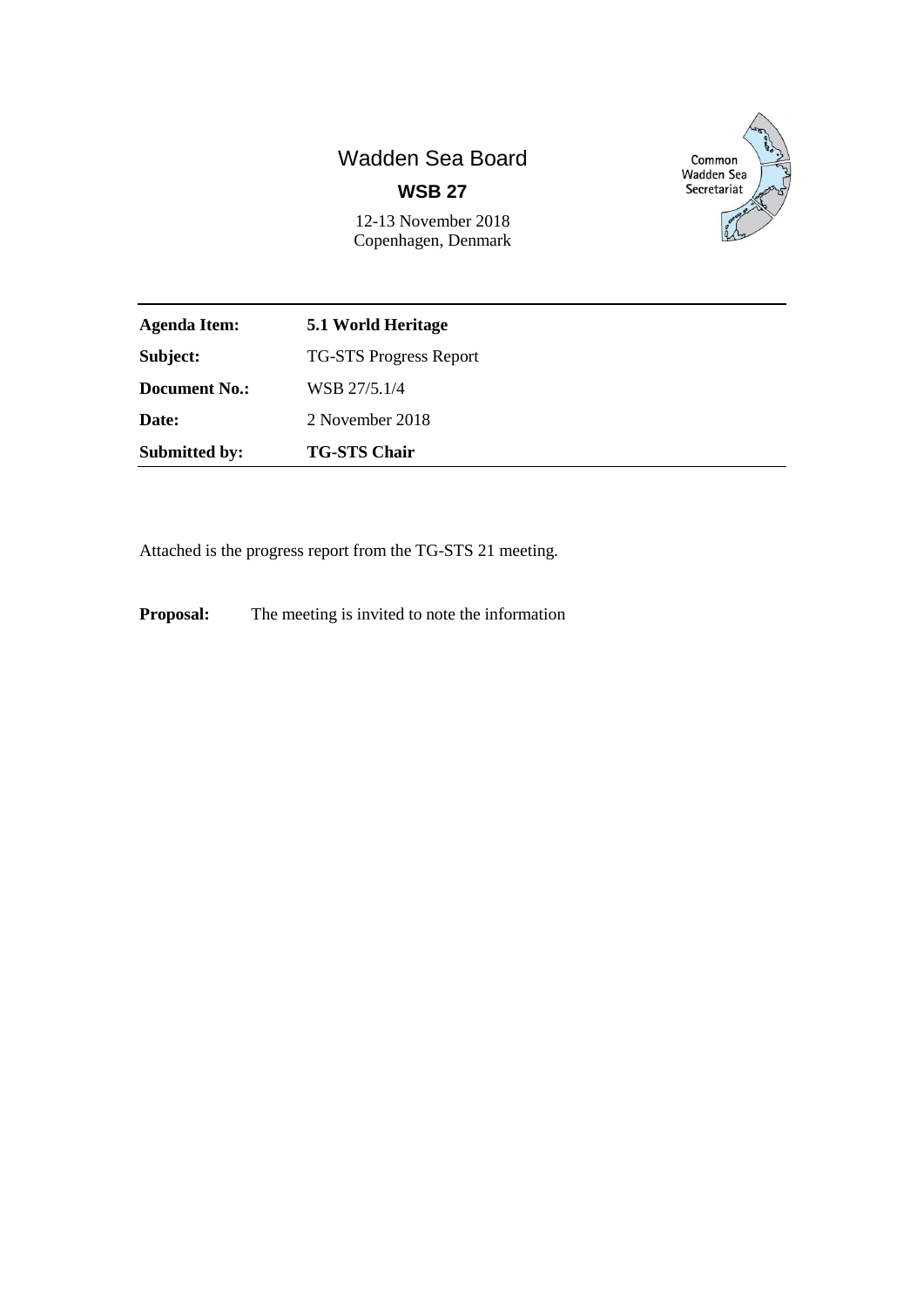# Wadden Sea Board

## WSB 27

12-13 November 2018
Copenhagen, Denmark

Common Wadden Sea Secretariat

| | |
|---|---|
| **Agenda Item:** | **5.1 World Heritage** |
| **Subject:** | TG-STS Progress Report |
| **Document No.:** | WSB 27/5.1/4 |
| **Date:** | 2 November 2018 |
| **Submitted by:** | **TG-STS Chair** |

Attached is the progress report from the TG-STS 21 meeting.

**Proposal:** The meeting is invited to note the information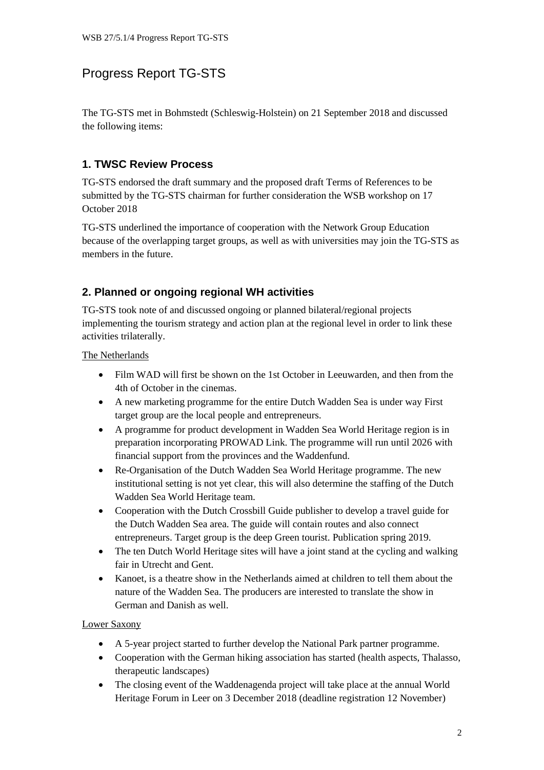# Progress Report TG-STS

The TG-STS met in Bohmstedt (Schleswig-Holstein) on 21 September 2018 and discussed the following items:

## 1. TWSC Review Process

TG-STS endorsed the draft summary and the proposed draft Terms of References to be submitted by the TG-STS chairman for further consideration the WSB workshop on 17 October 2018

TG-STS underlined the importance of cooperation with the Network Group Education because of the overlapping target groups, as well as with universities may join the TG-STS as members in the future.

## 2. Planned or ongoing regional WH activities

TG-STS took note of and discussed ongoing or planned bilateral/regional projects implementing the tourism strategy and action plan at the regional level in order to link these activities trilaterally.

The Netherlands

- Film WAD will first be shown on the 1st October in Leeuwarden, and then from the 4th of October in the cinemas.
- A new marketing programme for the entire Dutch Wadden Sea is under way First target group are the local people and entrepreneurs.
- A programme for product development in Wadden Sea World Heritage region is in preparation incorporating PROWAD Link. The programme will run until 2026 with financial support from the provinces and the Waddenfund.
- Re-Organisation of the Dutch Wadden Sea World Heritage programme. The new institutional setting is not yet clear, this will also determine the staffing of the Dutch Wadden Sea World Heritage team.
- Cooperation with the Dutch Crossbill Guide publisher to develop a travel guide for the Dutch Wadden Sea area. The guide will contain routes and also connect entrepreneurs. Target group is the deep Green tourist. Publication spring 2019.
- The ten Dutch World Heritage sites will have a joint stand at the cycling and walking fair in Utrecht and Gent.
- Kanoet, is a theatre show in the Netherlands aimed at children to tell them about the nature of the Wadden Sea. The producers are interested to translate the show in German and Danish as well.

Lower Saxony

- A 5-year project started to further develop the National Park partner programme.
- Cooperation with the German hiking association has started (health aspects, Thalasso, therapeutic landscapes)
- The closing event of the Waddenagenda project will take place at the annual World Heritage Forum in Leer on 3 December 2018 (deadline registration 12 November)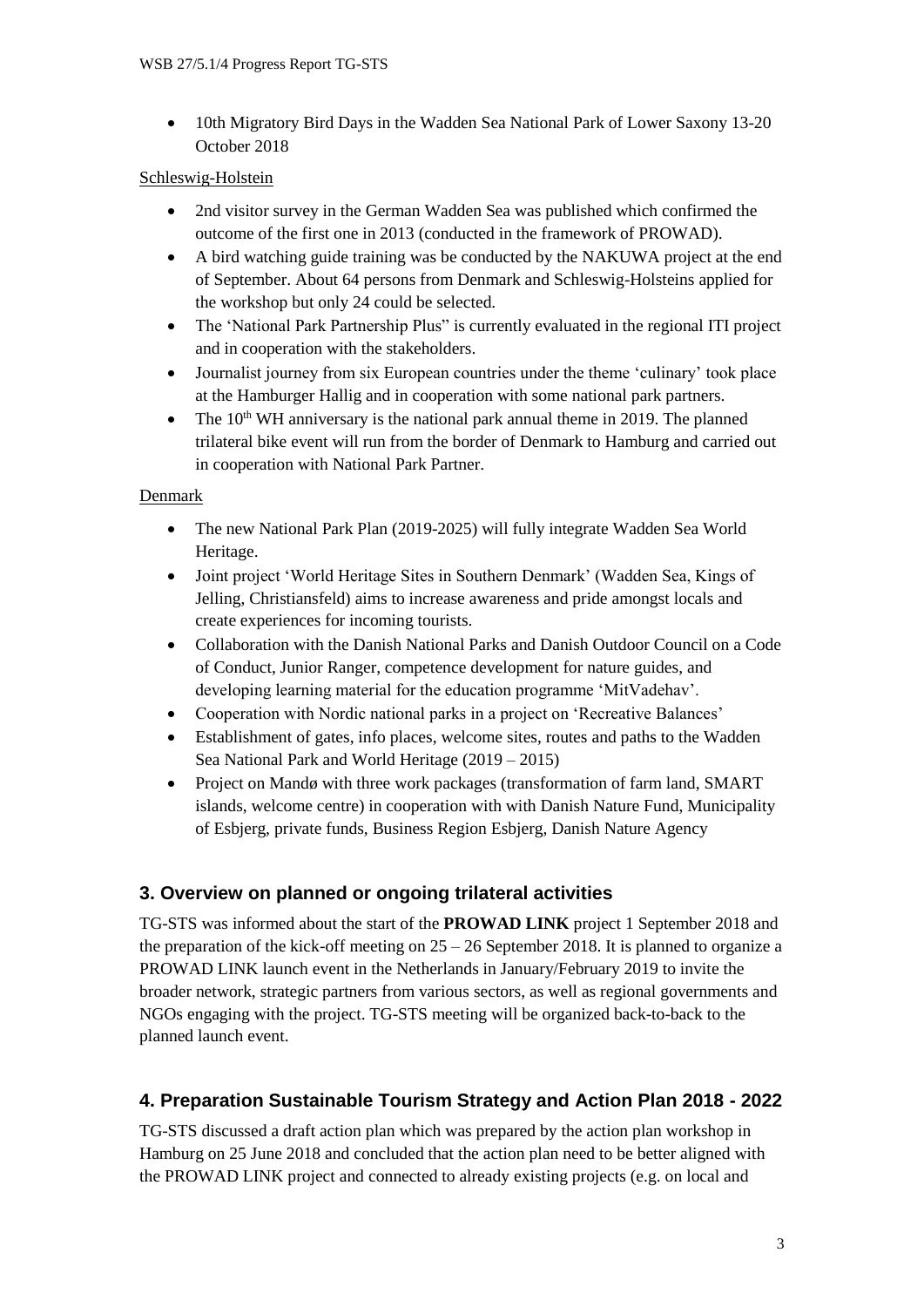- 10th Migratory Bird Days in the Wadden Sea National Park of Lower Saxony 13-20 October 2018

Schleswig-Holstein

- 2nd visitor survey in the German Wadden Sea was published which confirmed the outcome of the first one in 2013 (conducted in the framework of PROWAD).
- A bird watching guide training was be conducted by the NAKUWA project at the end of September. About 64 persons from Denmark and Schleswig-Holsteins applied for the workshop but only 24 could be selected.
- The 'National Park Partnership Plus" is currently evaluated in the regional ITI project and in cooperation with the stakeholders.
- Journalist journey from six European countries under the theme 'culinary' took place at the Hamburger Hallig and in cooperation with some national park partners.
- The 10th WH anniversary is the national park annual theme in 2019. The planned trilateral bike event will run from the border of Denmark to Hamburg and carried out in cooperation with National Park Partner.

Denmark

- The new National Park Plan (2019-2025) will fully integrate Wadden Sea World Heritage.
- Joint project 'World Heritage Sites in Southern Denmark' (Wadden Sea, Kings of Jelling, Christiansfeld) aims to increase awareness and pride amongst locals and create experiences for incoming tourists.
- Collaboration with the Danish National Parks and Danish Outdoor Council on a Code of Conduct, Junior Ranger, competence development for nature guides, and developing learning material for the education programme 'MitVadehav'.
- Cooperation with Nordic national parks in a project on 'Recreative Balances'
- Establishment of gates, info places, welcome sites, routes and paths to the Wadden Sea National Park and World Heritage (2019 – 2015)
- Project on Mandø with three work packages (transformation of farm land, SMART islands, welcome centre) in cooperation with with Danish Nature Fund, Municipality of Esbjerg, private funds, Business Region Esbjerg, Danish Nature Agency

## 3. Overview on planned or ongoing trilateral activities

TG-STS was informed about the start of the **PROWAD LINK** project 1 September 2018 and the preparation of the kick-off meeting on 25 – 26 September 2018. It is planned to organize a PROWAD LINK launch event in the Netherlands in January/February 2019 to invite the broader network, strategic partners from various sectors, as well as regional governments and NGOs engaging with the project. TG-STS meeting will be organized back-to-back to the planned launch event.

## 4. Preparation Sustainable Tourism Strategy and Action Plan 2018 - 2022

TG-STS discussed a draft action plan which was prepared by the action plan workshop in Hamburg on 25 June 2018 and concluded that the action plan need to be better aligned with the PROWAD LINK project and connected to already existing projects (e.g. on local and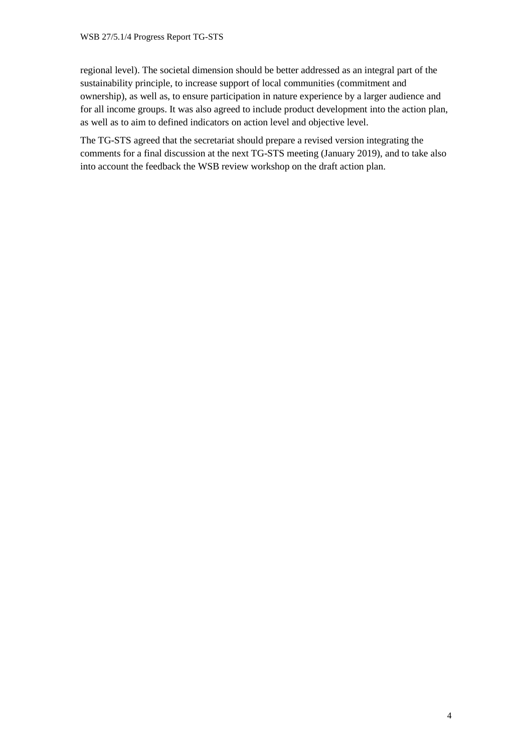regional level). The societal dimension should be better addressed as an integral part of the sustainability principle, to increase support of local communities (commitment and ownership), as well as, to ensure participation in nature experience by a larger audience and for all income groups. It was also agreed to include product development into the action plan, as well as to aim to defined indicators on action level and objective level.

The TG-STS agreed that the secretariat should prepare a revised version integrating the comments for a final discussion at the next TG-STS meeting (January 2019), and to take also into account the feedback the WSB review workshop on the draft action plan.